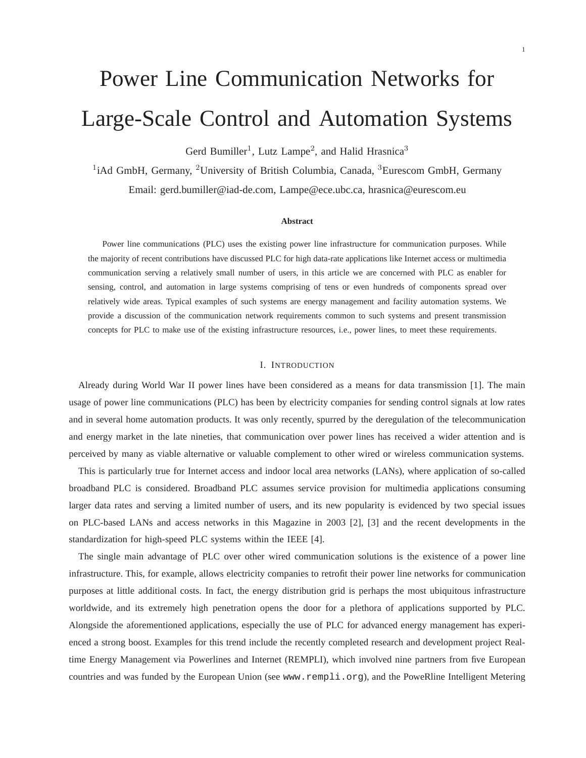# Power Line Communication Networks for Large-Scale Control and Automation Systems

Gerd Bumiller[1], Lutz Lampe[2], and Halid Hrasnica[3]

[1]iAd GmbH, Germany, [2]University of British Columbia, Canada, [3]Eurescom GmbH, Germany

Email: gerd.bumiller@iad-de.com, Lampe@ece.ubc.ca, hrasnica@eurescom.eu

### Abstract

Power line communications (PLC) uses the existing power line infrastructure for communication purposes. While the majority of recent contributions have discussed PLC for high data-rate applications like Internet access or multimedia communication serving a relatively small number of users, in this article we are concerned with PLC as enabler for sensing, control, and automation in large systems comprising of tens or even hundreds of components spread over relatively wide areas. Typical examples of such systems are energy management and facility automation systems. We provide a discussion of the communication network requirements common to such systems and present transmission concepts for PLC to make use of the existing infrastructure resources, i.e., power lines, to meet these requirements.

## I. Introduction

Already during World War II power lines have been considered as a means for data transmission [1]. The main usage of power line communications (PLC) has been by electricity companies for sending control signals at low rates and in several home automation products. It was only recently, spurred by the deregulation of the telecommunication and energy market in the late nineties, that communication over power lines has received a wider attention and is perceived by many as viable alternative or valuable complement to other wired or wireless communication systems.

This is particularly true for Internet access and indoor local area networks (LANs), where application of so-called broadband PLC is considered. Broadband PLC assumes service provision for multimedia applications consuming larger data rates and serving a limited number of users, and its new popularity is evidenced by two special issues on PLC-based LANs and access networks in this Magazine in 2003 [2], [3] and the recent developments in the standardization for high-speed PLC systems within the IEEE [4].

The single main advantage of PLC over other wired communication solutions is the existence of a power line infrastructure. This, for example, allows electricity companies to retrofit their power line networks for communication purposes at little additional costs. In fact, the energy distribution grid is perhaps the most ubiquitous infrastructure worldwide, and its extremely high penetration opens the door for a plethora of applications supported by PLC. Alongside the aforementioned applications, especially the use of PLC for advanced energy management has experienced a strong boost. Examples for this trend include the recently completed research and development project Real-time Energy Management via Powerlines and Internet (REMPLI), which involved nine partners from five European countries and was funded by the European Union (see `www.rempli.org`), and the PoweRline Intelligent Metering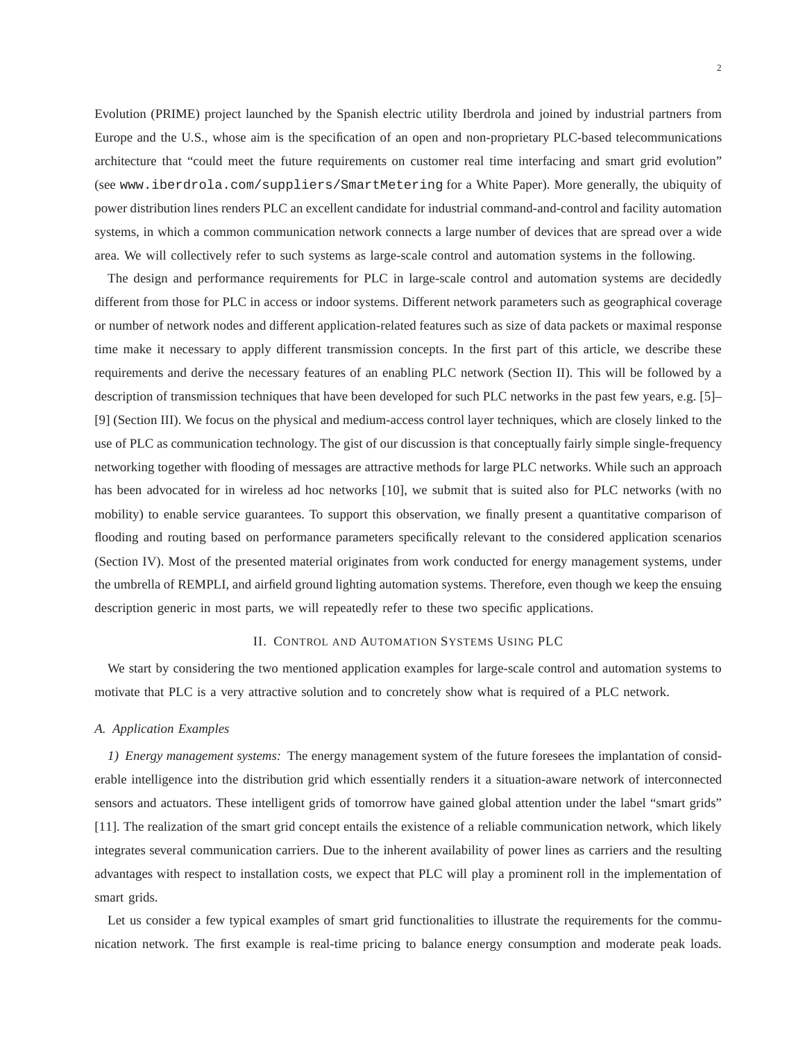Evolution (PRIME) project launched by the Spanish electric utility Iberdrola and joined by industrial partners from Europe and the U.S., whose aim is the specification of an open and non-proprietary PLC-based telecommunications architecture that "could meet the future requirements on customer real time interfacing and smart grid evolution" (see `www.iberdrola.com/suppliers/SmartMetering` for a White Paper). More generally, the ubiquity of power distribution lines renders PLC an excellent candidate for industrial command-and-control and facility automation systems, in which a common communication network connects a large number of devices that are spread over a wide area. We will collectively refer to such systems as large-scale control and automation systems in the following.

The design and performance requirements for PLC in large-scale control and automation systems are decidedly different from those for PLC in access or indoor systems. Different network parameters such as geographical coverage or number of network nodes and different application-related features such as size of data packets or maximal response time make it necessary to apply different transmission concepts. In the first part of this article, we describe these requirements and derive the necessary features of an enabling PLC network (Section II). This will be followed by a description of transmission techniques that have been developed for such PLC networks in the past few years, e.g. [5]–[9] (Section III). We focus on the physical and medium-access control layer techniques, which are closely linked to the use of PLC as communication technology. The gist of our discussion is that conceptually fairly simple single-frequency networking together with flooding of messages are attractive methods for large PLC networks. While such an approach has been advocated for in wireless ad hoc networks [10], we submit that is suited also for PLC networks (with no mobility) to enable service guarantees. To support this observation, we finally present a quantitative comparison of flooding and routing based on performance parameters specifically relevant to the considered application scenarios (Section IV). Most of the presented material originates from work conducted for energy management systems, under the umbrella of REMPLI, and airfield ground lighting automation systems. Therefore, even though we keep the ensuing description generic in most parts, we will repeatedly refer to these two specific applications.

## II. Control and Automation Systems Using PLC

We start by considering the two mentioned application examples for large-scale control and automation systems to motivate that PLC is a very attractive solution and to concretely show what is required of a PLC network.

### A. Application Examples

*1) Energy management systems:* The energy management system of the future foresees the implantation of considerable intelligence into the distribution grid which essentially renders it a situation-aware network of interconnected sensors and actuators. These intelligent grids of tomorrow have gained global attention under the label "smart grids" [11]. The realization of the smart grid concept entails the existence of a reliable communication network, which likely integrates several communication carriers. Due to the inherent availability of power lines as carriers and the resulting advantages with respect to installation costs, we expect that PLC will play a prominent roll in the implementation of smart grids.

Let us consider a few typical examples of smart grid functionalities to illustrate the requirements for the communication network. The first example is real-time pricing to balance energy consumption and moderate peak loads.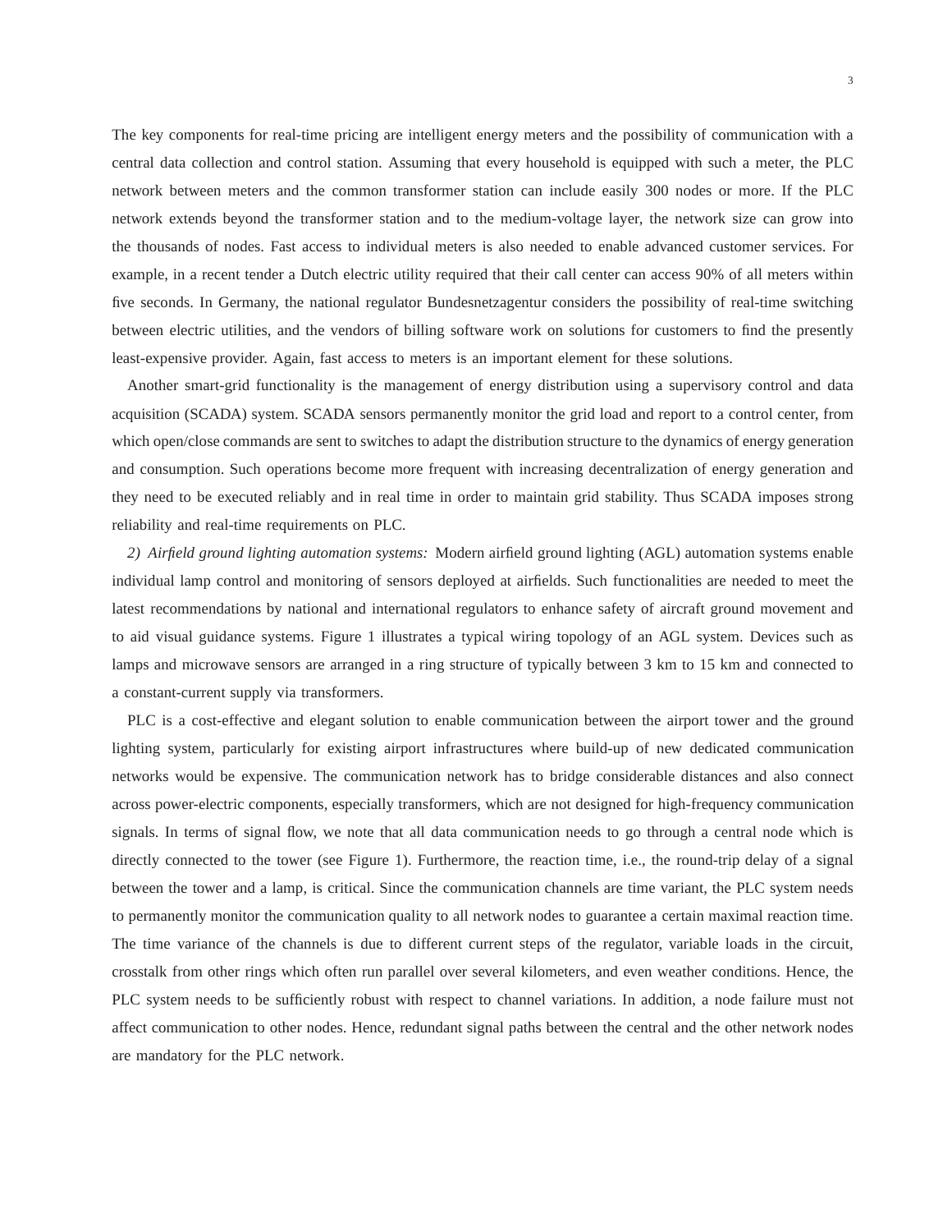The key components for real-time pricing are intelligent energy meters and the possibility of communication with a central data collection and control station. Assuming that every household is equipped with such a meter, the PLC network between meters and the common transformer station can include easily 300 nodes or more. If the PLC network extends beyond the transformer station and to the medium-voltage layer, the network size can grow into the thousands of nodes. Fast access to individual meters is also needed to enable advanced customer services. For example, in a recent tender a Dutch electric utility required that their call center can access 90% of all meters within five seconds. In Germany, the national regulator Bundesnetzagentur considers the possibility of real-time switching between electric utilities, and the vendors of billing software work on solutions for customers to find the presently least-expensive provider. Again, fast access to meters is an important element for these solutions.

Another smart-grid functionality is the management of energy distribution using a supervisory control and data acquisition (SCADA) system. SCADA sensors permanently monitor the grid load and report to a control center, from which open/close commands are sent to switches to adapt the distribution structure to the dynamics of energy generation and consumption. Such operations become more frequent with increasing decentralization of energy generation and they need to be executed reliably and in real time in order to maintain grid stability. Thus SCADA imposes strong reliability and real-time requirements on PLC.

*2) Airfield ground lighting automation systems:* Modern airfield ground lighting (AGL) automation systems enable individual lamp control and monitoring of sensors deployed at airfields. Such functionalities are needed to meet the latest recommendations by national and international regulators to enhance safety of aircraft ground movement and to aid visual guidance systems. Figure 1 illustrates a typical wiring topology of an AGL system. Devices such as lamps and microwave sensors are arranged in a ring structure of typically between 3 km to 15 km and connected to a constant-current supply via transformers.

PLC is a cost-effective and elegant solution to enable communication between the airport tower and the ground lighting system, particularly for existing airport infrastructures where build-up of new dedicated communication networks would be expensive. The communication network has to bridge considerable distances and also connect across power-electric components, especially transformers, which are not designed for high-frequency communication signals. In terms of signal flow, we note that all data communication needs to go through a central node which is directly connected to the tower (see Figure 1). Furthermore, the reaction time, i.e., the round-trip delay of a signal between the tower and a lamp, is critical. Since the communication channels are time variant, the PLC system needs to permanently monitor the communication quality to all network nodes to guarantee a certain maximal reaction time. The time variance of the channels is due to different current steps of the regulator, variable loads in the circuit, crosstalk from other rings which often run parallel over several kilometers, and even weather conditions. Hence, the PLC system needs to be sufficiently robust with respect to channel variations. In addition, a node failure must not affect communication to other nodes. Hence, redundant signal paths between the central and the other network nodes are mandatory for the PLC network.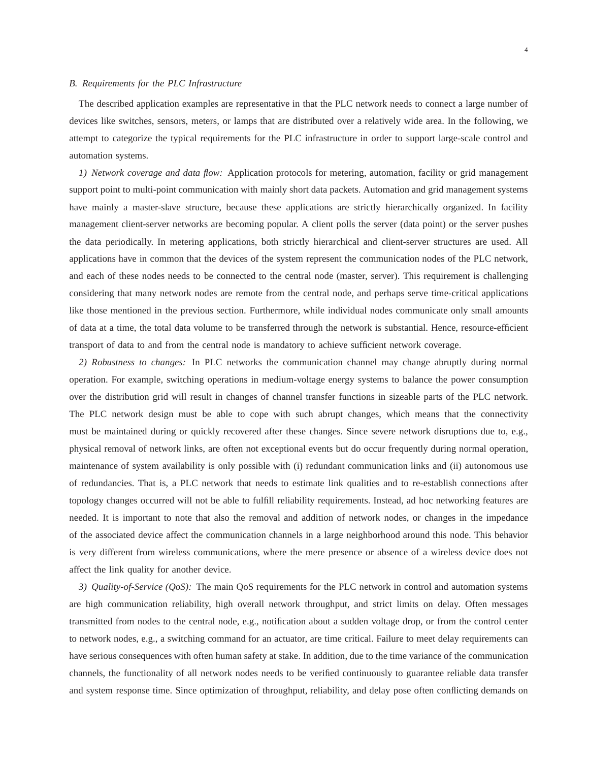### B. Requirements for the PLC Infrastructure

The described application examples are representative in that the PLC network needs to connect a large number of devices like switches, sensors, meters, or lamps that are distributed over a relatively wide area. In the following, we attempt to categorize the typical requirements for the PLC infrastructure in order to support large-scale control and automation systems.

*1) Network coverage and data flow:* Application protocols for metering, automation, facility or grid management support point to multi-point communication with mainly short data packets. Automation and grid management systems have mainly a master-slave structure, because these applications are strictly hierarchically organized. In facility management client-server networks are becoming popular. A client polls the server (data point) or the server pushes the data periodically. In metering applications, both strictly hierarchical and client-server structures are used. All applications have in common that the devices of the system represent the communication nodes of the PLC network, and each of these nodes needs to be connected to the central node (master, server). This requirement is challenging considering that many network nodes are remote from the central node, and perhaps serve time-critical applications like those mentioned in the previous section. Furthermore, while individual nodes communicate only small amounts of data at a time, the total data volume to be transferred through the network is substantial. Hence, resource-efficient transport of data to and from the central node is mandatory to achieve sufficient network coverage.

*2) Robustness to changes:* In PLC networks the communication channel may change abruptly during normal operation. For example, switching operations in medium-voltage energy systems to balance the power consumption over the distribution grid will result in changes of channel transfer functions in sizeable parts of the PLC network. The PLC network design must be able to cope with such abrupt changes, which means that the connectivity must be maintained during or quickly recovered after these changes. Since severe network disruptions due to, e.g., physical removal of network links, are often not exceptional events but do occur frequently during normal operation, maintenance of system availability is only possible with (i) redundant communication links and (ii) autonomous use of redundancies. That is, a PLC network that needs to estimate link qualities and to re-establish connections after topology changes occurred will not be able to fulfill reliability requirements. Instead, ad hoc networking features are needed. It is important to note that also the removal and addition of network nodes, or changes in the impedance of the associated device affect the communication channels in a large neighborhood around this node. This behavior is very different from wireless communications, where the mere presence or absence of a wireless device does not affect the link quality for another device.

*3) Quality-of-Service (QoS):* The main QoS requirements for the PLC network in control and automation systems are high communication reliability, high overall network throughput, and strict limits on delay. Often messages transmitted from nodes to the central node, e.g., notification about a sudden voltage drop, or from the control center to network nodes, e.g., a switching command for an actuator, are time critical. Failure to meet delay requirements can have serious consequences with often human safety at stake. In addition, due to the time variance of the communication channels, the functionality of all network nodes needs to be verified continuously to guarantee reliable data transfer and system response time. Since optimization of throughput, reliability, and delay pose often conflicting demands on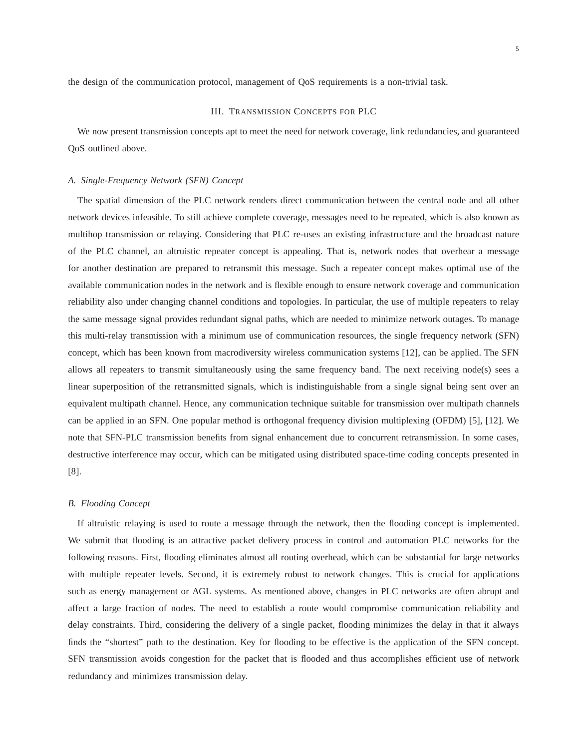the design of the communication protocol, management of QoS requirements is a non-trivial task.

## III. Transmission Concepts for PLC

We now present transmission concepts apt to meet the need for network coverage, link redundancies, and guaranteed QoS outlined above.

### *A. Single-Frequency Network (SFN) Concept*

The spatial dimension of the PLC network renders direct communication between the central node and all other network devices infeasible. To still achieve complete coverage, messages need to be repeated, which is also known as multihop transmission or relaying. Considering that PLC re-uses an existing infrastructure and the broadcast nature of the PLC channel, an altruistic repeater concept is appealing. That is, network nodes that overhear a message for another destination are prepared to retransmit this message. Such a repeater concept makes optimal use of the available communication nodes in the network and is flexible enough to ensure network coverage and communication reliability also under changing channel conditions and topologies. In particular, the use of multiple repeaters to relay the same message signal provides redundant signal paths, which are needed to minimize network outages. To manage this multi-relay transmission with a minimum use of communication resources, the single frequency network (SFN) concept, which has been known from macrodiversity wireless communication systems [12], can be applied. The SFN allows all repeaters to transmit simultaneously using the same frequency band. The next receiving node(s) sees a linear superposition of the retransmitted signals, which is indistinguishable from a single signal being sent over an equivalent multipath channel. Hence, any communication technique suitable for transmission over multipath channels can be applied in an SFN. One popular method is orthogonal frequency division multiplexing (OFDM) [5], [12]. We note that SFN-PLC transmission benefits from signal enhancement due to concurrent retransmission. In some cases, destructive interference may occur, which can be mitigated using distributed space-time coding concepts presented in [8].

### *B. Flooding Concept*

If altruistic relaying is used to route a message through the network, then the flooding concept is implemented. We submit that flooding is an attractive packet delivery process in control and automation PLC networks for the following reasons. First, flooding eliminates almost all routing overhead, which can be substantial for large networks with multiple repeater levels. Second, it is extremely robust to network changes. This is crucial for applications such as energy management or AGL systems. As mentioned above, changes in PLC networks are often abrupt and affect a large fraction of nodes. The need to establish a route would compromise communication reliability and delay constraints. Third, considering the delivery of a single packet, flooding minimizes the delay in that it always finds the "shortest" path to the destination. Key for flooding to be effective is the application of the SFN concept. SFN transmission avoids congestion for the packet that is flooded and thus accomplishes efficient use of network redundancy and minimizes transmission delay.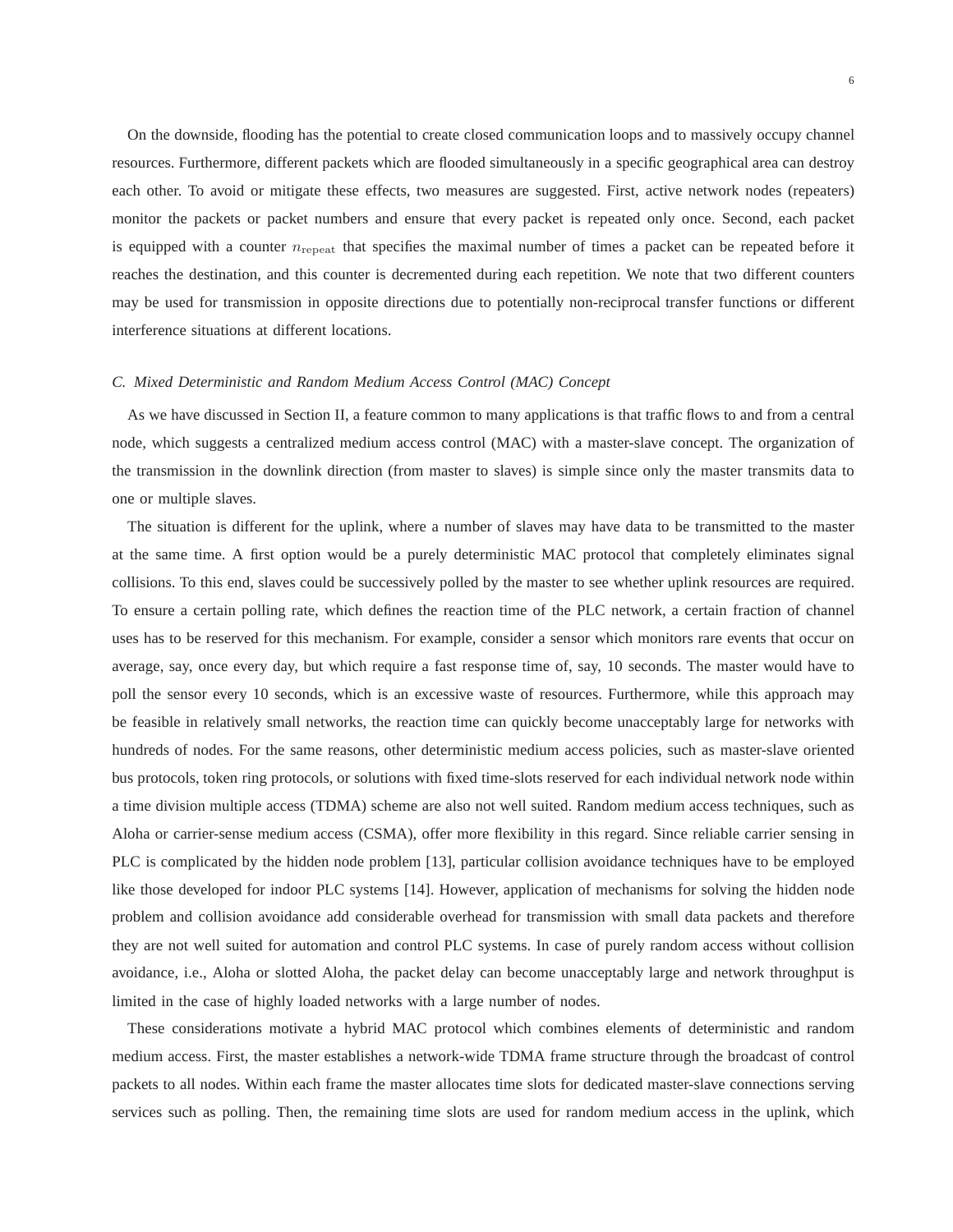On the downside, flooding has the potential to create closed communication loops and to massively occupy channel resources. Furthermore, different packets which are flooded simultaneously in a specific geographical area can destroy each other. To avoid or mitigate these effects, two measures are suggested. First, active network nodes (repeaters) monitor the packets or packet numbers and ensure that every packet is repeated only once. Second, each packet is equipped with a counter $n_{\mathrm{repeat}}$ that specifies the maximal number of times a packet can be repeated before it reaches the destination, and this counter is decremented during each repetition. We note that two different counters may be used for transmission in opposite directions due to potentially non-reciprocal transfer functions or different interference situations at different locations.

### C. Mixed Deterministic and Random Medium Access Control (MAC) Concept

As we have discussed in Section II, a feature common to many applications is that traffic flows to and from a central node, which suggests a centralized medium access control (MAC) with a master-slave concept. The organization of the transmission in the downlink direction (from master to slaves) is simple since only the master transmits data to one or multiple slaves.

The situation is different for the uplink, where a number of slaves may have data to be transmitted to the master at the same time. A first option would be a purely deterministic MAC protocol that completely eliminates signal collisions. To this end, slaves could be successively polled by the master to see whether uplink resources are required. To ensure a certain polling rate, which defines the reaction time of the PLC network, a certain fraction of channel uses has to be reserved for this mechanism. For example, consider a sensor which monitors rare events that occur on average, say, once every day, but which require a fast response time of, say, 10 seconds. The master would have to poll the sensor every 10 seconds, which is an excessive waste of resources. Furthermore, while this approach may be feasible in relatively small networks, the reaction time can quickly become unacceptably large for networks with hundreds of nodes. For the same reasons, other deterministic medium access policies, such as master-slave oriented bus protocols, token ring protocols, or solutions with fixed time-slots reserved for each individual network node within a time division multiple access (TDMA) scheme are also not well suited. Random medium access techniques, such as Aloha or carrier-sense medium access (CSMA), offer more flexibility in this regard. Since reliable carrier sensing in PLC is complicated by the hidden node problem [13], particular collision avoidance techniques have to be employed like those developed for indoor PLC systems [14]. However, application of mechanisms for solving the hidden node problem and collision avoidance add considerable overhead for transmission with small data packets and therefore they are not well suited for automation and control PLC systems. In case of purely random access without collision avoidance, i.e., Aloha or slotted Aloha, the packet delay can become unacceptably large and network throughput is limited in the case of highly loaded networks with a large number of nodes.

These considerations motivate a hybrid MAC protocol which combines elements of deterministic and random medium access. First, the master establishes a network-wide TDMA frame structure through the broadcast of control packets to all nodes. Within each frame the master allocates time slots for dedicated master-slave connections serving services such as polling. Then, the remaining time slots are used for random medium access in the uplink, which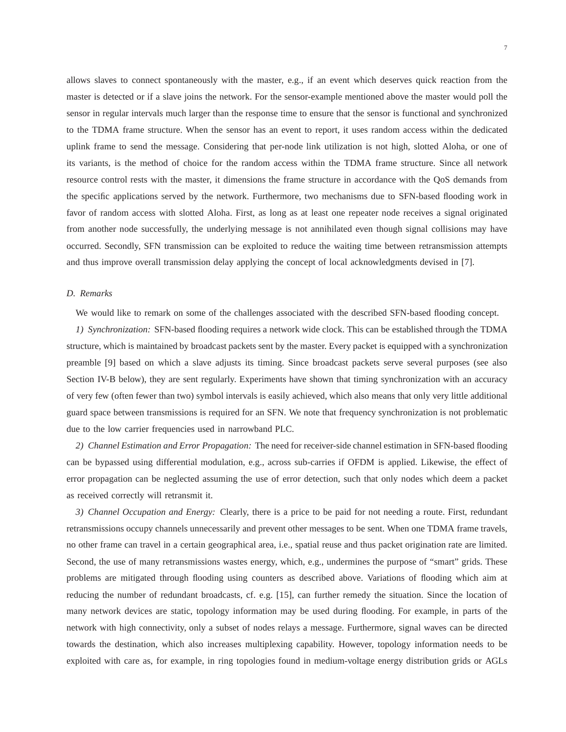allows slaves to connect spontaneously with the master, e.g., if an event which deserves quick reaction from the master is detected or if a slave joins the network. For the sensor-example mentioned above the master would poll the sensor in regular intervals much larger than the response time to ensure that the sensor is functional and synchronized to the TDMA frame structure. When the sensor has an event to report, it uses random access within the dedicated uplink frame to send the message. Considering that per-node link utilization is not high, slotted Aloha, or one of its variants, is the method of choice for the random access within the TDMA frame structure. Since all network resource control rests with the master, it dimensions the frame structure in accordance with the QoS demands from the specific applications served by the network. Furthermore, two mechanisms due to SFN-based flooding work in favor of random access with slotted Aloha. First, as long as at least one repeater node receives a signal originated from another node successfully, the underlying message is not annihilated even though signal collisions may have occurred. Secondly, SFN transmission can be exploited to reduce the waiting time between retransmission attempts and thus improve overall transmission delay applying the concept of local acknowledgments devised in [7].

### D. Remarks

We would like to remark on some of the challenges associated with the described SFN-based flooding concept.

*1) Synchronization:* SFN-based flooding requires a network wide clock. This can be established through the TDMA structure, which is maintained by broadcast packets sent by the master. Every packet is equipped with a synchronization preamble [9] based on which a slave adjusts its timing. Since broadcast packets serve several purposes (see also Section IV-B below), they are sent regularly. Experiments have shown that timing synchronization with an accuracy of very few (often fewer than two) symbol intervals is easily achieved, which also means that only very little additional guard space between transmissions is required for an SFN. We note that frequency synchronization is not problematic due to the low carrier frequencies used in narrowband PLC.

*2) Channel Estimation and Error Propagation:* The need for receiver-side channel estimation in SFN-based flooding can be bypassed using differential modulation, e.g., across sub-carries if OFDM is applied. Likewise, the effect of error propagation can be neglected assuming the use of error detection, such that only nodes which deem a packet as received correctly will retransmit it.

*3) Channel Occupation and Energy:* Clearly, there is a price to be paid for not needing a route. First, redundant retransmissions occupy channels unnecessarily and prevent other messages to be sent. When one TDMA frame travels, no other frame can travel in a certain geographical area, i.e., spatial reuse and thus packet origination rate are limited. Second, the use of many retransmissions wastes energy, which, e.g., undermines the purpose of "smart" grids. These problems are mitigated through flooding using counters as described above. Variations of flooding which aim at reducing the number of redundant broadcasts, cf. e.g. [15], can further remedy the situation. Since the location of many network devices are static, topology information may be used during flooding. For example, in parts of the network with high connectivity, only a subset of nodes relays a message. Furthermore, signal waves can be directed towards the destination, which also increases multiplexing capability. However, topology information needs to be exploited with care as, for example, in ring topologies found in medium-voltage energy distribution grids or AGLs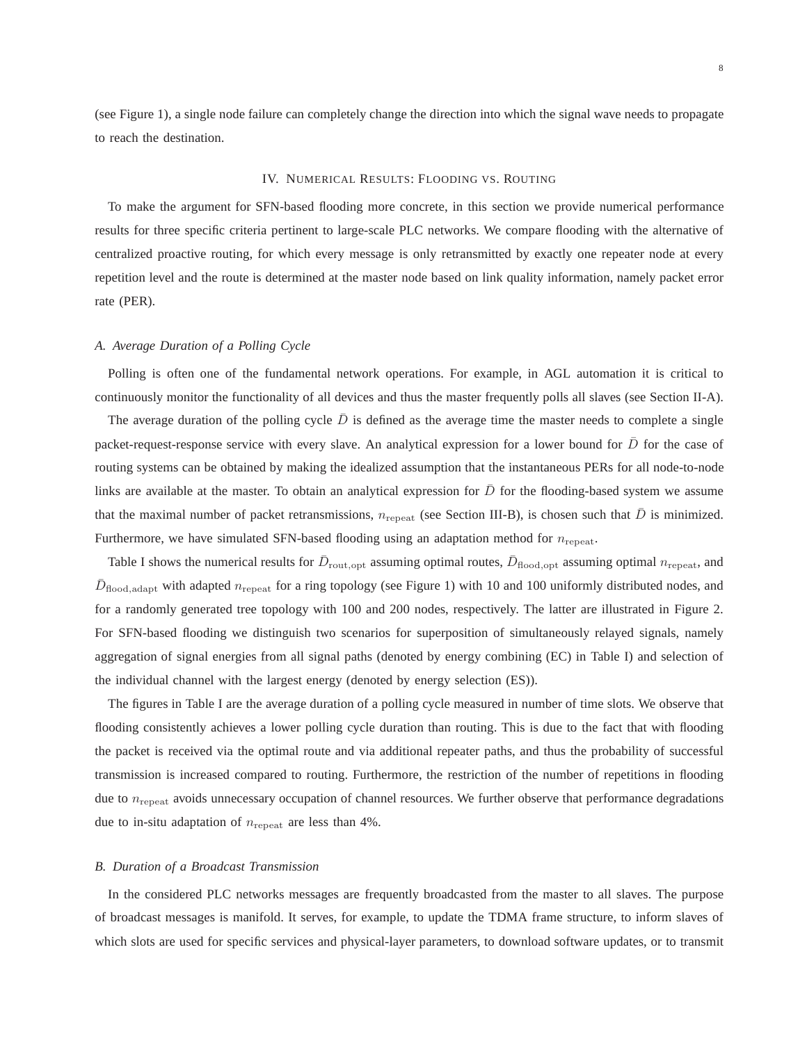(see Figure 1), a single node failure can completely change the direction into which the signal wave needs to propagate to reach the destination.

## IV. Numerical Results: Flooding vs. Routing

To make the argument for SFN-based flooding more concrete, in this section we provide numerical performance results for three specific criteria pertinent to large-scale PLC networks. We compare flooding with the alternative of centralized proactive routing, for which every message is only retransmitted by exactly one repeater node at every repetition level and the route is determined at the master node based on link quality information, namely packet error rate (PER).

### *A. Average Duration of a Polling Cycle*

Polling is often one of the fundamental network operations. For example, in AGL automation it is critical to continuously monitor the functionality of all devices and thus the master frequently polls all slaves (see Section II-A).

The average duration of the polling cycle $\bar{D}$ is defined as the average time the master needs to complete a single packet-request-response service with every slave. An analytical expression for a lower bound for $\bar{D}$ for the case of routing systems can be obtained by making the idealized assumption that the instantaneous PERs for all node-to-node links are available at the master. To obtain an analytical expression for $\bar{D}$ for the flooding-based system we assume that the maximal number of packet retransmissions, $n_{\mathrm{repeat}}$ (see Section III-B), is chosen such that $\bar{D}$ is minimized. Furthermore, we have simulated SFN-based flooding using an adaptation method for $n_{\mathrm{repeat}}$.

Table I shows the numerical results for $\bar{D}_{\mathrm{rout,opt}}$ assuming optimal routes, $\bar{D}_{\mathrm{flood,opt}}$ assuming optimal $n_{\mathrm{repeat}}$, and $\bar{D}_{\mathrm{flood,adapt}}$ with adapted $n_{\mathrm{repeat}}$ for a ring topology (see Figure 1) with 10 and 100 uniformly distributed nodes, and for a randomly generated tree topology with 100 and 200 nodes, respectively. The latter are illustrated in Figure 2. For SFN-based flooding we distinguish two scenarios for superposition of simultaneously relayed signals, namely aggregation of signal energies from all signal paths (denoted by energy combining (EC) in Table I) and selection of the individual channel with the largest energy (denoted by energy selection (ES)).

The figures in Table I are the average duration of a polling cycle measured in number of time slots. We observe that flooding consistently achieves a lower polling cycle duration than routing. This is due to the fact that with flooding the packet is received via the optimal route and via additional repeater paths, and thus the probability of successful transmission is increased compared to routing. Furthermore, the restriction of the number of repetitions in flooding due to $n_{\mathrm{repeat}}$ avoids unnecessary occupation of channel resources. We further observe that performance degradations due to in-situ adaptation of $n_{\mathrm{repeat}}$ are less than 4%.

### *B. Duration of a Broadcast Transmission*

In the considered PLC networks messages are frequently broadcasted from the master to all slaves. The purpose of broadcast messages is manifold. It serves, for example, to update the TDMA frame structure, to inform slaves of which slots are used for specific services and physical-layer parameters, to download software updates, or to transmit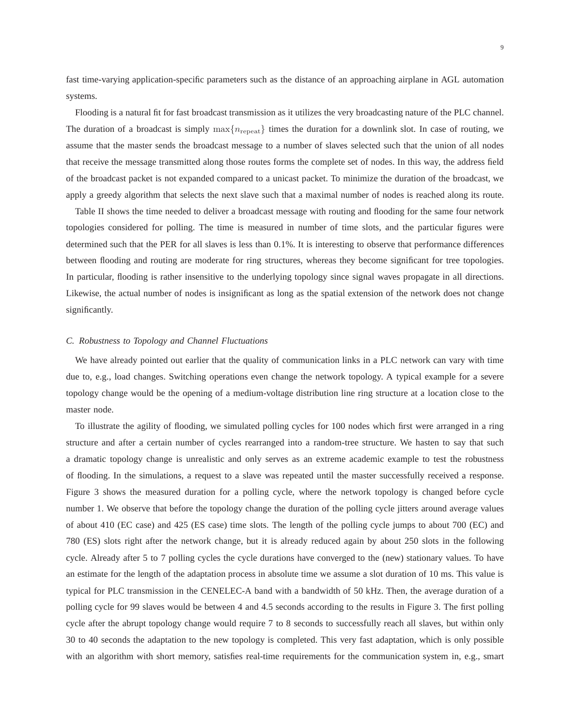fast time-varying application-specific parameters such as the distance of an approaching airplane in AGL automation systems.

Flooding is a natural fit for fast broadcast transmission as it utilizes the very broadcasting nature of the PLC channel. The duration of a broadcast is simply $\max\{n_{\text{repeat}}\}$ times the duration for a downlink slot. In case of routing, we assume that the master sends the broadcast message to a number of slaves selected such that the union of all nodes that receive the message transmitted along those routes forms the complete set of nodes. In this way, the address field of the broadcast packet is not expanded compared to a unicast packet. To minimize the duration of the broadcast, we apply a greedy algorithm that selects the next slave such that a maximal number of nodes is reached along its route.

Table II shows the time needed to deliver a broadcast message with routing and flooding for the same four network topologies considered for polling. The time is measured in number of time slots, and the particular figures were determined such that the PER for all slaves is less than 0.1%. It is interesting to observe that performance differences between flooding and routing are moderate for ring structures, whereas they become significant for tree topologies. In particular, flooding is rather insensitive to the underlying topology since signal waves propagate in all directions. Likewise, the actual number of nodes is insignificant as long as the spatial extension of the network does not change significantly.

### *C. Robustness to Topology and Channel Fluctuations*

We have already pointed out earlier that the quality of communication links in a PLC network can vary with time due to, e.g., load changes. Switching operations even change the network topology. A typical example for a severe topology change would be the opening of a medium-voltage distribution line ring structure at a location close to the master node.

To illustrate the agility of flooding, we simulated polling cycles for 100 nodes which first were arranged in a ring structure and after a certain number of cycles rearranged into a random-tree structure. We hasten to say that such a dramatic topology change is unrealistic and only serves as an extreme academic example to test the robustness of flooding. In the simulations, a request to a slave was repeated until the master successfully received a response. Figure 3 shows the measured duration for a polling cycle, where the network topology is changed before cycle number 1. We observe that before the topology change the duration of the polling cycle jitters around average values of about 410 (EC case) and 425 (ES case) time slots. The length of the polling cycle jumps to about 700 (EC) and 780 (ES) slots right after the network change, but it is already reduced again by about 250 slots in the following cycle. Already after 5 to 7 polling cycles the cycle durations have converged to the (new) stationary values. To have an estimate for the length of the adaptation process in absolute time we assume a slot duration of 10 ms. This value is typical for PLC transmission in the CENELEC-A band with a bandwidth of 50 kHz. Then, the average duration of a polling cycle for 99 slaves would be between 4 and 4.5 seconds according to the results in Figure 3. The first polling cycle after the abrupt topology change would require 7 to 8 seconds to successfully reach all slaves, but within only 30 to 40 seconds the adaptation to the new topology is completed. This very fast adaptation, which is only possible with an algorithm with short memory, satisfies real-time requirements for the communication system in, e.g., smart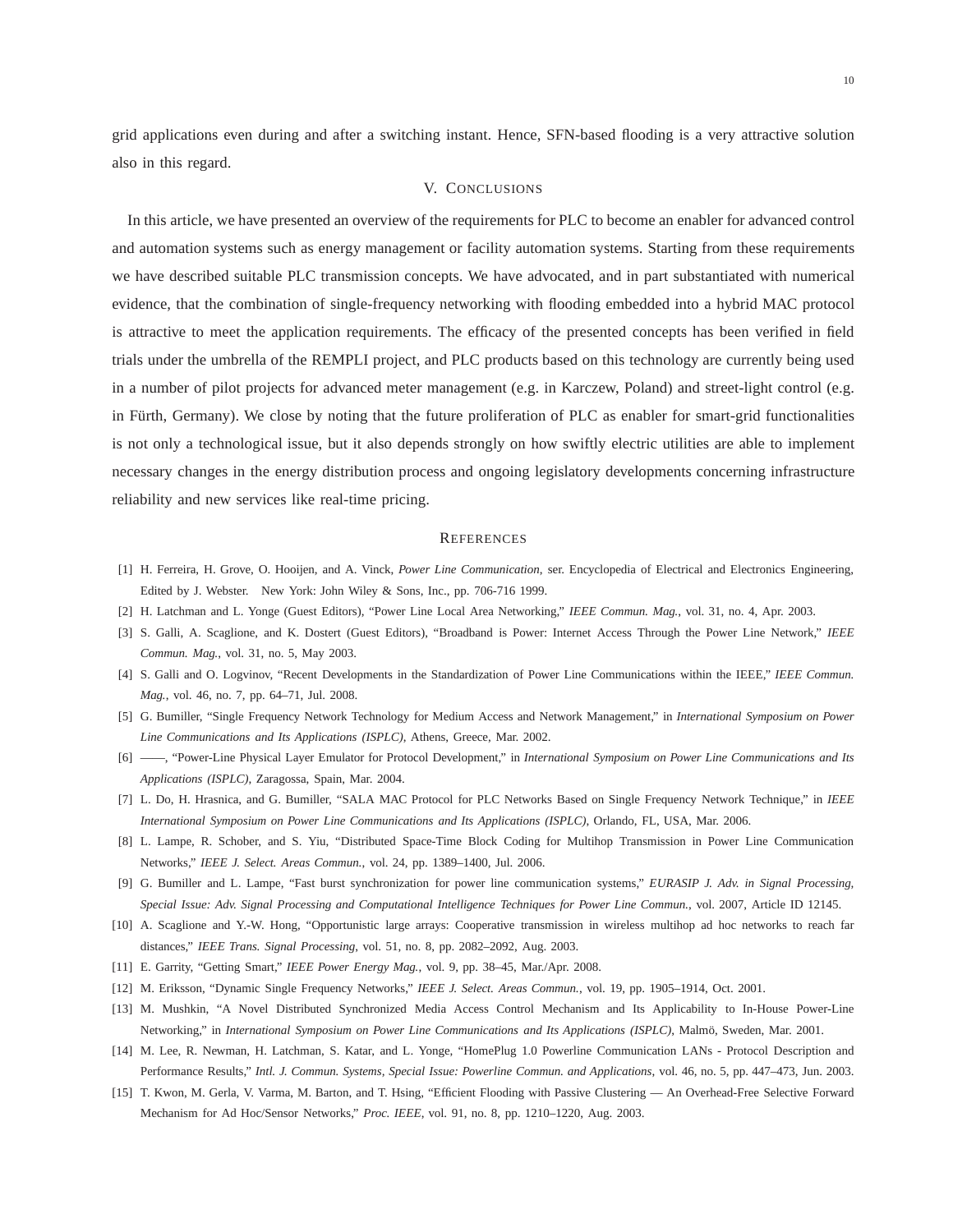grid applications even during and after a switching instant. Hence, SFN-based flooding is a very attractive solution also in this regard.

## V. Conclusions

In this article, we have presented an overview of the requirements for PLC to become an enabler for advanced control and automation systems such as energy management or facility automation systems. Starting from these requirements we have described suitable PLC transmission concepts. We have advocated, and in part substantiated with numerical evidence, that the combination of single-frequency networking with flooding embedded into a hybrid MAC protocol is attractive to meet the application requirements. The efficacy of the presented concepts has been verified in field trials under the umbrella of the REMPLI project, and PLC products based on this technology are currently being used in a number of pilot projects for advanced meter management (e.g. in Karczew, Poland) and street-light control (e.g. in Fürth, Germany). We close by noting that the future proliferation of PLC as enabler for smart-grid functionalities is not only a technological issue, but it also depends strongly on how swiftly electric utilities are able to implement necessary changes in the energy distribution process and ongoing legislatory developments concerning infrastructure reliability and new services like real-time pricing.

## References

[1] H. Ferreira, H. Grove, O. Hooijen, and A. Vinck, *Power Line Communication*, ser. Encyclopedia of Electrical and Electronics Engineering, Edited by J. Webster. New York: John Wiley & Sons, Inc., pp. 706-716 1999.

[2] H. Latchman and L. Yonge (Guest Editors), "Power Line Local Area Networking," *IEEE Commun. Mag.*, vol. 31, no. 4, Apr. 2003.

[3] S. Galli, A. Scaglione, and K. Dostert (Guest Editors), "Broadband is Power: Internet Access Through the Power Line Network," *IEEE Commun. Mag.*, vol. 31, no. 5, May 2003.

[4] S. Galli and O. Logvinov, "Recent Developments in the Standardization of Power Line Communications within the IEEE," *IEEE Commun. Mag.*, vol. 46, no. 7, pp. 64–71, Jul. 2008.

[5] G. Bumiller, "Single Frequency Network Technology for Medium Access and Network Management," in *International Symposium on Power Line Communications and Its Applications (ISPLC)*, Athens, Greece, Mar. 2002.

[6] ——, "Power-Line Physical Layer Emulator for Protocol Development," in *International Symposium on Power Line Communications and Its Applications (ISPLC)*, Zaragossa, Spain, Mar. 2004.

[7] L. Do, H. Hrasnica, and G. Bumiller, "SALA MAC Protocol for PLC Networks Based on Single Frequency Network Technique," in *IEEE International Symposium on Power Line Communications and Its Applications (ISPLC)*, Orlando, FL, USA, Mar. 2006.

[8] L. Lampe, R. Schober, and S. Yiu, "Distributed Space-Time Block Coding for Multihop Transmission in Power Line Communication Networks," *IEEE J. Select. Areas Commun.*, vol. 24, pp. 1389–1400, Jul. 2006.

[9] G. Bumiller and L. Lampe, "Fast burst synchronization for power line communication systems," *EURASIP J. Adv. in Signal Processing, Special Issue: Adv. Signal Processing and Computational Intelligence Techniques for Power Line Commun.*, vol. 2007, Article ID 12145.

[10] A. Scaglione and Y.-W. Hong, "Opportunistic large arrays: Cooperative transmission in wireless multihop ad hoc networks to reach far distances," *IEEE Trans. Signal Processing*, vol. 51, no. 8, pp. 2082–2092, Aug. 2003.

[11] E. Garrity, "Getting Smart," *IEEE Power Energy Mag.*, vol. 9, pp. 38–45, Mar./Apr. 2008.

[12] M. Eriksson, "Dynamic Single Frequency Networks," *IEEE J. Select. Areas Commun.*, vol. 19, pp. 1905–1914, Oct. 2001.

[13] M. Mushkin, "A Novel Distributed Synchronized Media Access Control Mechanism and Its Applicability to In-House Power-Line Networking," in *International Symposium on Power Line Communications and Its Applications (ISPLC)*, Malmö, Sweden, Mar. 2001.

[14] M. Lee, R. Newman, H. Latchman, S. Katar, and L. Yonge, "HomePlug 1.0 Powerline Communication LANs - Protocol Description and Performance Results," *Intl. J. Commun. Systems, Special Issue: Powerline Commun. and Applications*, vol. 46, no. 5, pp. 447–473, Jun. 2003.

[15] T. Kwon, M. Gerla, V. Varma, M. Barton, and T. Hsing, "Efficient Flooding with Passive Clustering — An Overhead-Free Selective Forward Mechanism for Ad Hoc/Sensor Networks," *Proc. IEEE*, vol. 91, no. 8, pp. 1210–1220, Aug. 2003.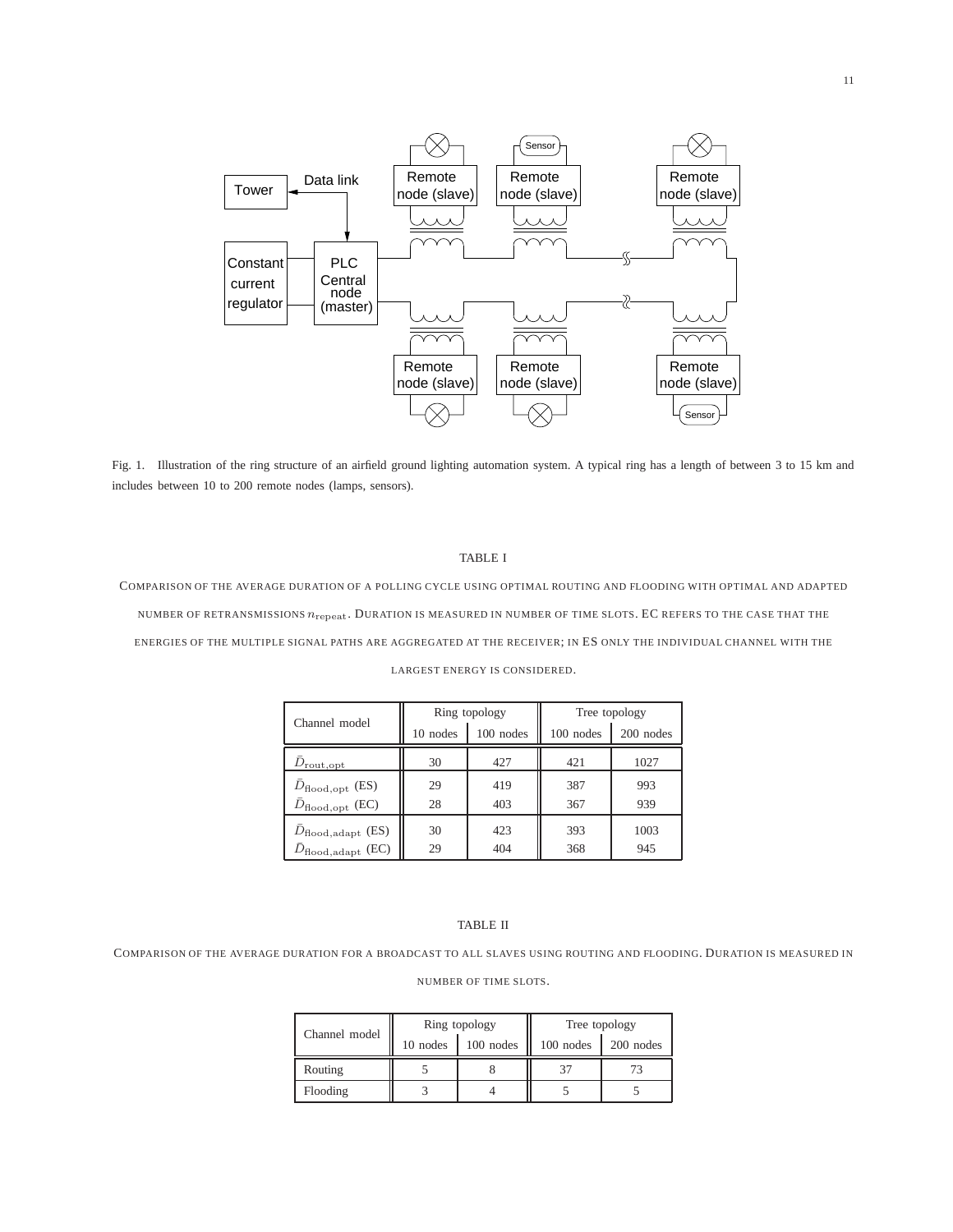Fig. 1. Illustration of the ring structure of an airfield ground lighting automation system. A typical ring has a length of between 3 to 15 km and includes between 10 to 200 remote nodes (lamps, sensors).

TABLE I

COMPARISON OF THE AVERAGE DURATION OF A POLLING CYCLE USING OPTIMAL ROUTING AND FLOODING WITH OPTIMAL AND ADAPTED NUMBER OF RETRANSMISSIONS $n_{\text{repeat}}$. DURATION IS MEASURED IN NUMBER OF TIME SLOTS. EC REFERS TO THE CASE THAT THE ENERGIES OF THE MULTIPLE SIGNAL PATHS ARE AGGREGATED AT THE RECEIVER; IN ES ONLY THE INDIVIDUAL CHANNEL WITH THE LARGEST ENERGY IS CONSIDERED.

| Channel model | Ring topology | | Tree topology | |
|---|---|---|---|---|
| | 10 nodes | 100 nodes | 100 nodes | 200 nodes |
| $\bar{D}_{\text{rout,opt}}$ | 30 | 427 | 421 | 1027 |
| $\bar{D}_{\text{flood,opt}}$ (ES) | 29 | 419 | 387 | 993 |
| $\bar{D}_{\text{flood,opt}}$ (EC) | 28 | 403 | 367 | 939 |
| $\bar{D}_{\text{flood,adapt}}$ (ES) | 30 | 423 | 393 | 1003 |
| $\bar{D}_{\text{flood,adapt}}$ (EC) | 29 | 404 | 368 | 945 |

TABLE II

COMPARISON OF THE AVERAGE DURATION FOR A BROADCAST TO ALL SLAVES USING ROUTING AND FLOODING. DURATION IS MEASURED IN NUMBER OF TIME SLOTS.

| Channel model | Ring topology | | Tree topology | |
|---|---|---|---|---|
| | 10 nodes | 100 nodes | 100 nodes | 200 nodes |
| Routing | 5 | 8 | 37 | 73 |
| Flooding | 3 | 4 | 5 | 5 |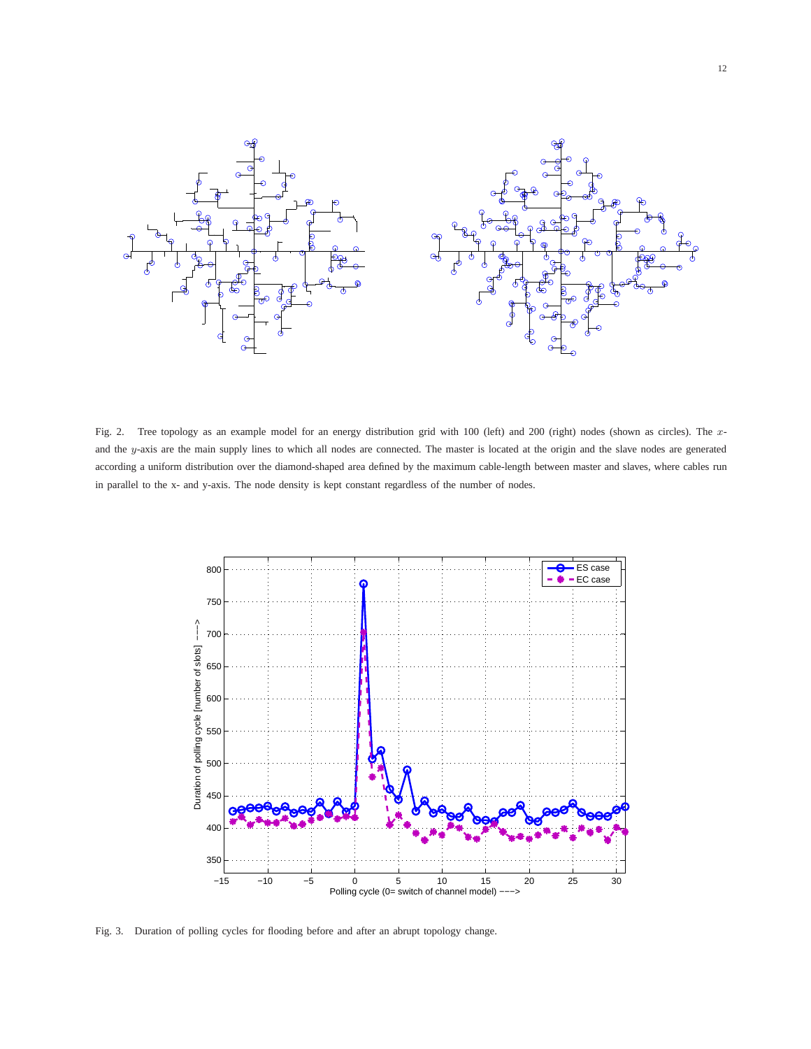Fig. 2. Tree topology as an example model for an energy distribution grid with 100 (left) and 200 (right) nodes (shown as circles). The $x$- and the $y$-axis are the main supply lines to which all nodes are connected. The master is located at the origin and the slave nodes are generated according a uniform distribution over the diamond-shaped area defined by the maximum cable-length between master and slaves, where cables run in parallel to the x- and y-axis. The node density is kept constant regardless of the number of nodes.

Duration of polling cycle [number of slots] ---->

800
750
700
650
600
550
500
450
400
350

−15 −10 −5 0 5 10 15 20 25 30

Polling cycle (0= switch of channel model) ---->

ES case
EC case

Fig. 3. Duration of polling cycles for flooding before and after an abrupt topology change.